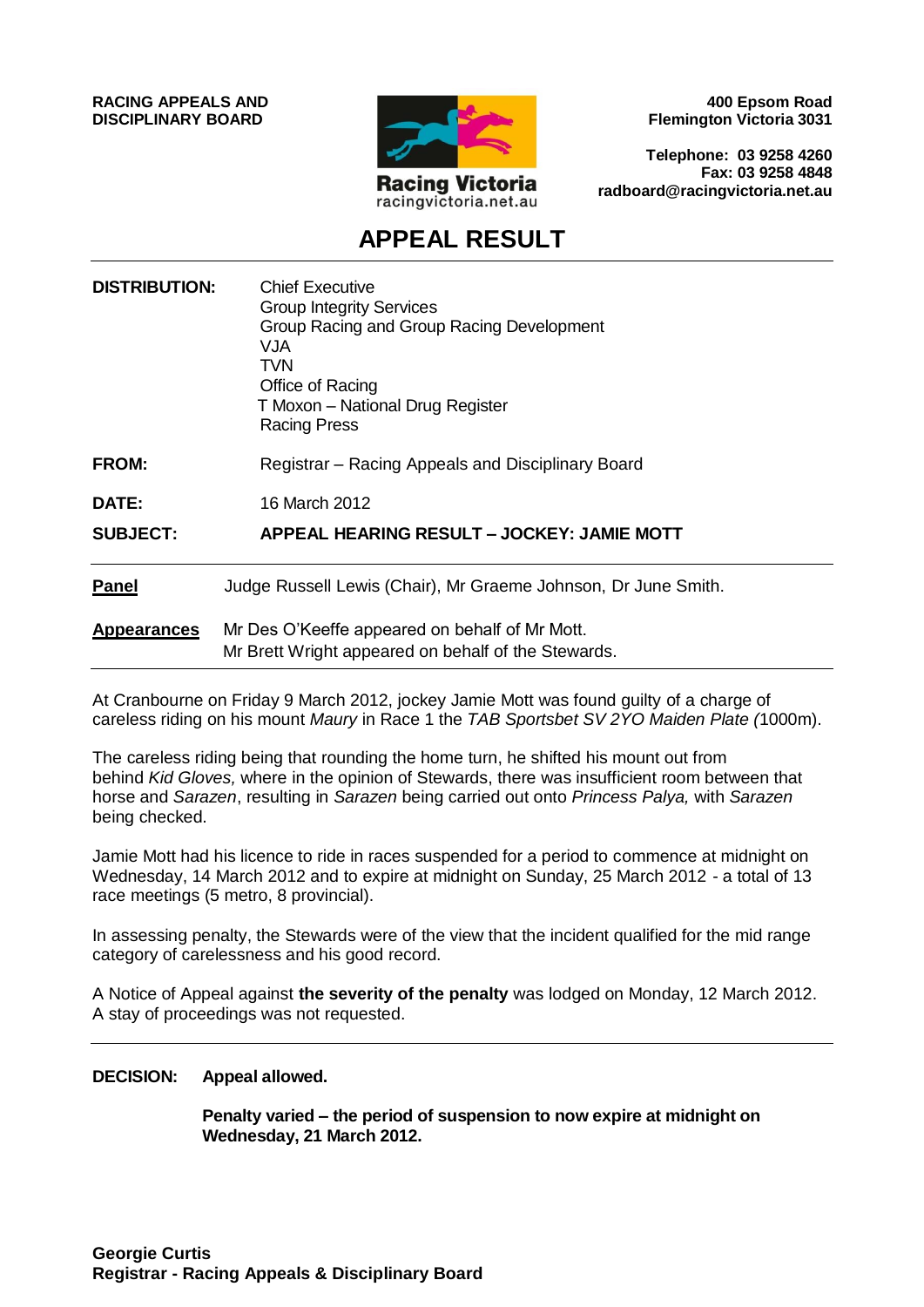**RACING APPEALS AND DISCIPLINARY BOARD**

Racing Victoria
racingvictoria.net.au

**400 Epsom Road**
**Flemington Victoria 3031**

**Telephone: 03 9258 4260**
**Fax: 03 9258 4848**
**radboard@racingvictoria.net.au**

# APPEAL RESULT

| | |
|---|---|
| **DISTRIBUTION:** | Chief Executive<br>Group Integrity Services<br>Group Racing and Group Racing Development<br>VJA<br>TVN<br>Office of Racing<br>T Moxon – National Drug Register<br>Racing Press |
| **FROM:** | Registrar – Racing Appeals and Disciplinary Board |
| **DATE:** | 16 March 2012 |
| **SUBJECT:** | **APPEAL HEARING RESULT – JOCKEY: JAMIE MOTT** |

**Panel** Judge Russell Lewis (Chair), Mr Graeme Johnson, Dr June Smith.

**Appearances** Mr Des O'Keeffe appeared on behalf of Mr Mott.
Mr Brett Wright appeared on behalf of the Stewards.

At Cranbourne on Friday 9 March 2012, jockey Jamie Mott was found guilty of a charge of careless riding on his mount *Maury* in Race 1 the *TAB Sportsbet SV 2YO Maiden Plate (*1000m).

The careless riding being that rounding the home turn, he shifted his mount out from behind *Kid Gloves,* where in the opinion of Stewards, there was insufficient room between that horse and *Sarazen*, resulting in *Sarazen* being carried out onto *Princess Palya,* with *Sarazen* being checked.

Jamie Mott had his licence to ride in races suspended for a period to commence at midnight on Wednesday, 14 March 2012 and to expire at midnight on Sunday, 25 March 2012 - a total of 13 race meetings (5 metro, 8 provincial).

In assessing penalty, the Stewards were of the view that the incident qualified for the mid range category of carelessness and his good record.

A Notice of Appeal against **the severity of the penalty** was lodged on Monday, 12 March 2012. A stay of proceedings was not requested.

**DECISION: Appeal allowed.**

**Penalty varied – the period of suspension to now expire at midnight on Wednesday, 21 March 2012.**

**Georgie Curtis**
**Registrar - Racing Appeals & Disciplinary Board**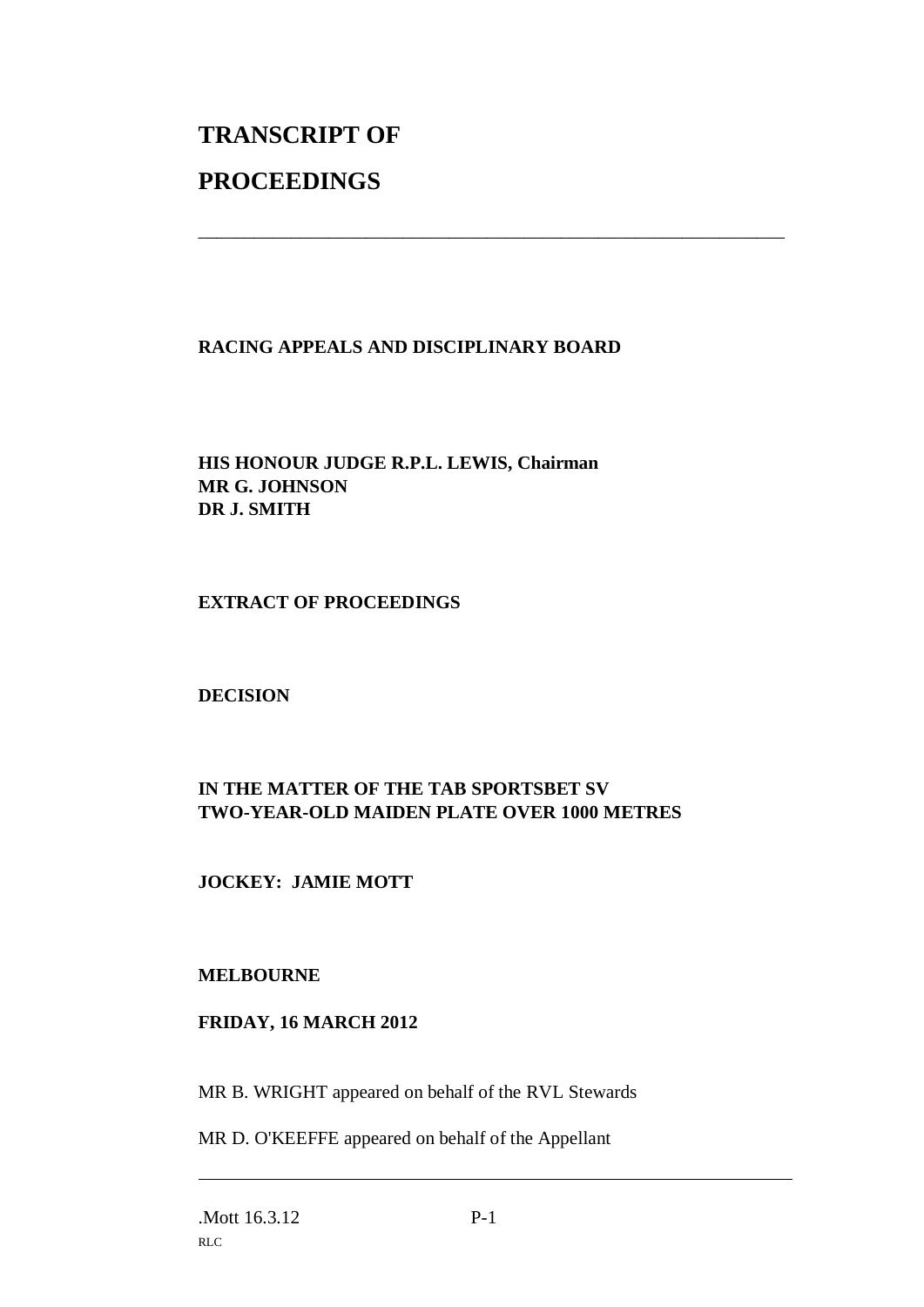# TRANSCRIPT OF

# PROCEEDINGS

---

**RACING APPEALS AND DISCIPLINARY BOARD**

**HIS HONOUR JUDGE R.P.L. LEWIS, Chairman**
**MR G. JOHNSON**
**DR J. SMITH**

**EXTRACT OF PROCEEDINGS**

**DECISION**

**IN THE MATTER OF THE TAB SPORTSBET SV TWO-YEAR-OLD MAIDEN PLATE OVER 1000 METRES**

**JOCKEY: JAMIE MOTT**

**MELBOURNE**

**FRIDAY, 16 MARCH 2012**

MR B. WRIGHT appeared on behalf of the RVL Stewards

MR D. O'KEEFFE appeared on behalf of the Appellant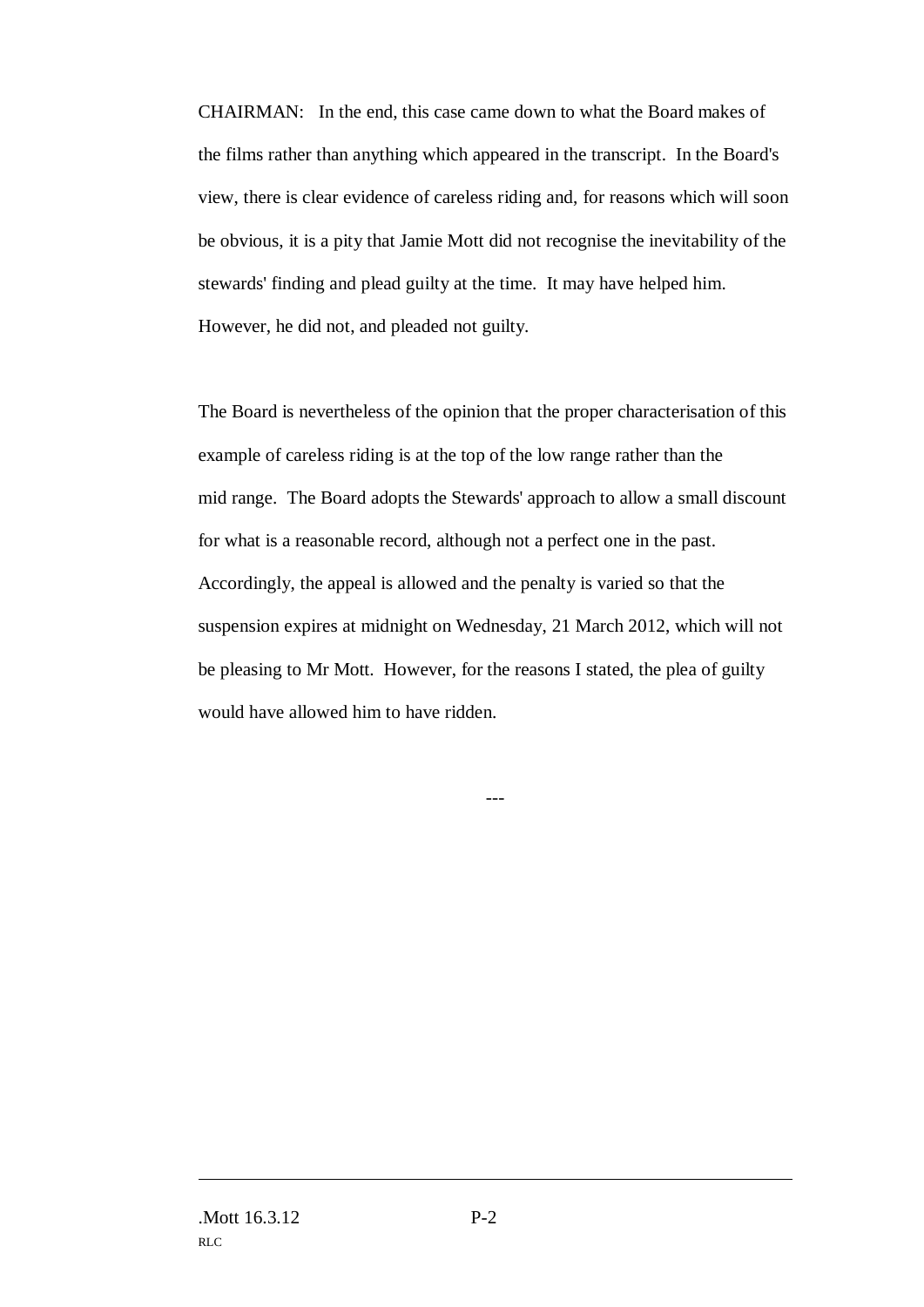CHAIRMAN: In the end, this case came down to what the Board makes of the films rather than anything which appeared in the transcript. In the Board's view, there is clear evidence of careless riding and, for reasons which will soon be obvious, it is a pity that Jamie Mott did not recognise the inevitability of the stewards' finding and plead guilty at the time. It may have helped him. However, he did not, and pleaded not guilty.

The Board is nevertheless of the opinion that the proper characterisation of this example of careless riding is at the top of the low range rather than the mid range. The Board adopts the Stewards' approach to allow a small discount for what is a reasonable record, although not a perfect one in the past. Accordingly, the appeal is allowed and the penalty is varied so that the suspension expires at midnight on Wednesday, 21 March 2012, which will not be pleasing to Mr Mott. However, for the reasons I stated, the plea of guilty would have allowed him to have ridden.

---